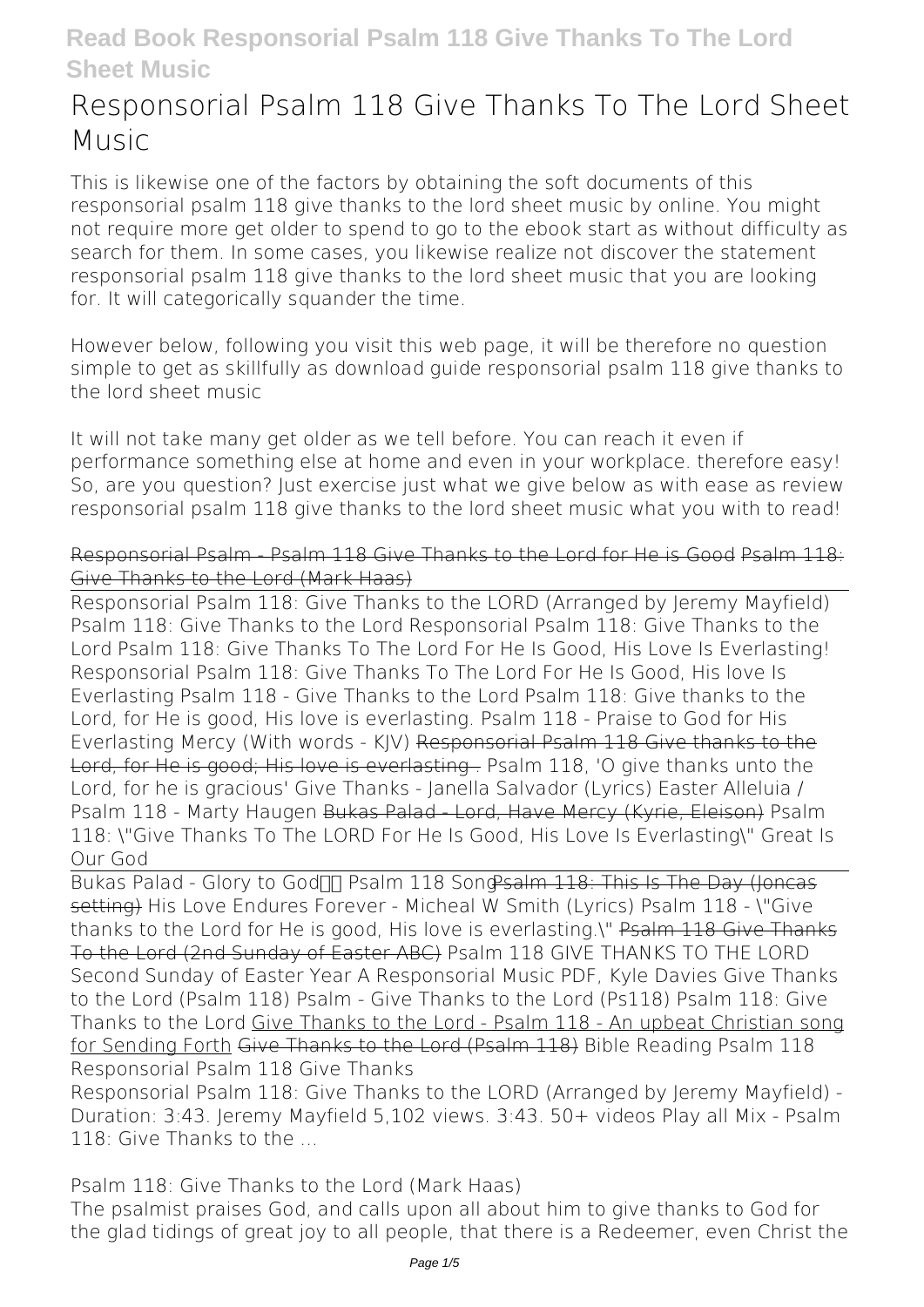# Responsorial Psalm 118 Give Thanks To The Lord Sheet Music

This is likewise one of the factors by obtaining the soft documents of this responsorial psalm 118 give thanks to the lord sheet music by online. You might not require more get older to spend to go to the ebook start as without difficulty as search for them. In some cases, you likewise realize not discover the statement responsorial psalm 118 give thanks to the lord sheet music that you are looking for. It will categorically squander the time.

However below, following you visit this web page, it will be therefore no question simple to get as skillfully as download guide responsorial psalm 118 give thanks to the lord sheet music

It will not take many get older as we tell before. You can reach it even if performance something else at home and even in your workplace. therefore easy! So, are you question? Just exercise just what we give below as with ease as review responsorial psalm 118 give thanks to the lord sheet music what you with to read!

~~Responsorial Psalm - Psalm 118 Give Thanks to the Lord for He is Good~~ ~~Psalm 118: Give Thanks to the Lord (Mark Haas)~~

Responsorial Psalm 118: Give Thanks to the LORD (Arranged by Jeremy Mayfield) Psalm 118: Give Thanks to the Lord Responsorial Psalm 118: Give Thanks to the Lord Psalm 118: Give Thanks To The Lord For He Is Good, His Love Is Everlasting! Responsorial Psalm 118: Give Thanks To The Lord For He Is Good, His love Is Everlasting Psalm 118 - Give Thanks to the Lord Psalm 118: Give thanks to the Lord, for He is good, His love is everlasting. Psalm 118 - Praise to God for His Everlasting Mercy (With words - KJV) ~~Responsorial Psalm 118 Give thanks to the Lord, for He is good; His love is everlasting .~~ Psalm 118, 'O give thanks unto the Lord, for he is gracious' Give Thanks - Janella Salvador (Lyrics) Easter Alleluia / Psalm 118 - Marty Haugen ~~Bukas Palad - Lord, Have Mercy (Kyrie, Eleison)~~ Psalm 118: "Give Thanks To The LORD For He Is Good, His Love Is Everlasting" Great Is Our God

Bukas Palad - Glory to God Psalm 118 Song ~~Psalm 118: This Is The Day (Joncas setting)~~ His Love Endures Forever - Micheal W Smith (Lyrics) Psalm 118 - "Give thanks to the Lord for He is good, His love is everlasting." ~~Psalm 118 Give Thanks To the Lord (2nd Sunday of Easter ABC)~~ Psalm 118 GIVE THANKS TO THE LORD Second Sunday of Easter Year A Responsorial Music PDF, Kyle Davies Give Thanks to the Lord (Psalm 118) Psalm - Give Thanks to the Lord (Ps118) Psalm 118: Give Thanks to the Lord Give Thanks to the Lord - Psalm 118 - An upbeat Christian song for Sending Forth ~~Give Thanks to the Lord (Psalm 118)~~ Bible Reading Psalm 118

**Responsorial Psalm 118 Give Thanks**

Responsorial Psalm 118: Give Thanks to the LORD (Arranged by Jeremy Mayfield) - Duration: 3:43. Jeremy Mayfield 5,102 views. 3:43. 50+ videos Play all Mix - Psalm 118: Give Thanks to the ...

**Psalm 118: Give Thanks to the Lord (Mark Haas)**

The psalmist praises God, and calls upon all about him to give thanks to God for the glad tidings of great joy to all people, that there is a Redeemer, even Christ the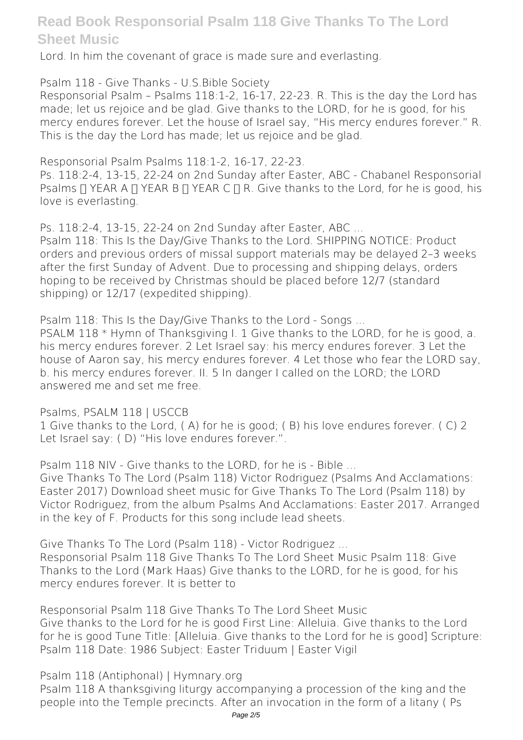Lord. In him the covenant of grace is made sure and everlasting.

Psalm 118 - Give Thanks - U.S.Bible Society

Responsorial Psalm – Psalms 118:1-2, 16-17, 22-23. R. This is the day the Lord has made; let us rejoice and be glad. Give thanks to the LORD, for he is good, for his mercy endures forever. Let the house of Israel say, "His mercy endures forever." R. This is the day the Lord has made; let us rejoice and be glad.

Responsorial Psalm Psalms 118:1-2, 16-17, 22-23.

Ps. 118:2-4, 13-15, 22-24 on 2nd Sunday after Easter, ABC - Chabanel Responsorial Psalms  YEAR A  YEAR B  YEAR C  R. Give thanks to the Lord, for he is good, his love is everlasting.

Ps. 118:2-4, 13-15, 22-24 on 2nd Sunday after Easter, ABC ...

Psalm 118: This Is the Day/Give Thanks to the Lord. SHIPPING NOTICE: Product orders and previous orders of missal support materials may be delayed 2–3 weeks after the first Sunday of Advent. Due to processing and shipping delays, orders hoping to be received by Christmas should be placed before 12/7 (standard shipping) or 12/17 (expedited shipping).

Psalm 118: This Is the Day/Give Thanks to the Lord - Songs ...

PSALM 118 * Hymn of Thanksgiving I. 1 Give thanks to the LORD, for he is good, a. his mercy endures forever. 2 Let Israel say: his mercy endures forever. 3 Let the house of Aaron say, his mercy endures forever. 4 Let those who fear the LORD say, b. his mercy endures forever. II. 5 In danger I called on the LORD; the LORD answered me and set me free.

Psalms, PSALM 118 | USCCB

1 Give thanks to the Lord, ( A) for he is good; ( B) his love endures forever. ( C) 2 Let Israel say: ( D) "His love endures forever.".

Psalm 118 NIV - Give thanks to the LORD, for he is - Bible ...

Give Thanks To The Lord (Psalm 118) Victor Rodriguez (Psalms And Acclamations: Easter 2017) Download sheet music for Give Thanks To The Lord (Psalm 118) by Victor Rodriguez, from the album Psalms And Acclamations: Easter 2017. Arranged in the key of F. Products for this song include lead sheets.

Give Thanks To The Lord (Psalm 118) - Victor Rodriguez ...

Responsorial Psalm 118 Give Thanks To The Lord Sheet Music Psalm 118: Give Thanks to the Lord (Mark Haas) Give thanks to the LORD, for he is good, for his mercy endures forever. It is better to

Responsorial Psalm 118 Give Thanks To The Lord Sheet Music

Give thanks to the Lord for he is good First Line: Alleluia. Give thanks to the Lord for he is good Tune Title: [Alleluia. Give thanks to the Lord for he is good] Scripture: Psalm 118 Date: 1986 Subject: Easter Triduum | Easter Vigil

Psalm 118 (Antiphonal) | Hymnary.org

Psalm 118 A thanksgiving liturgy accompanying a procession of the king and the people into the Temple precincts. After an invocation in the form of a litany ( Ps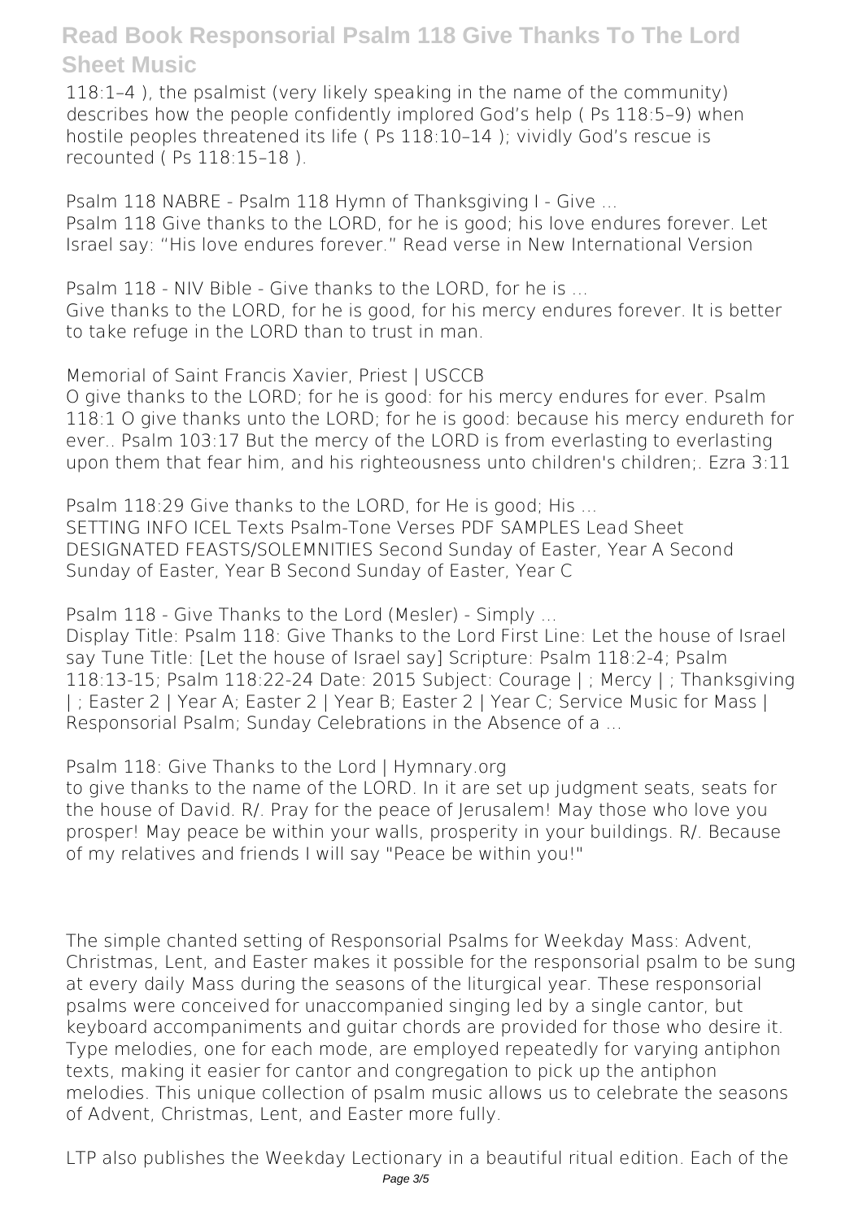118:1–4 ), the psalmist (very likely speaking in the name of the community) describes how the people confidently implored God's help ( Ps 118:5–9) when hostile peoples threatened its life ( Ps 118:10–14 ); vividly God's rescue is recounted ( Ps 118:15–18 ).

Psalm 118 NABRE - Psalm 118 Hymn of Thanksgiving I - Give ...
Psalm 118 Give thanks to the LORD, for he is good; his love endures forever. Let Israel say: "His love endures forever." Read verse in New International Version

Psalm 118 - NIV Bible - Give thanks to the LORD, for he is ...
Give thanks to the LORD, for he is good, for his mercy endures forever. It is better to take refuge in the LORD than to trust in man.

Memorial of Saint Francis Xavier, Priest | USCCB
O give thanks to the LORD; for he is good: for his mercy endures for ever. Psalm 118:1 O give thanks unto the LORD; for he is good: because his mercy endureth for ever.. Psalm 103:17 But the mercy of the LORD is from everlasting to everlasting upon them that fear him, and his righteousness unto children's children;. Ezra 3:11

Psalm 118:29 Give thanks to the LORD, for He is good; His ...
SETTING INFO ICEL Texts Psalm-Tone Verses PDF SAMPLES Lead Sheet DESIGNATED FEASTS/SOLEMNITIES Second Sunday of Easter, Year A Second Sunday of Easter, Year B Second Sunday of Easter, Year C

Psalm 118 - Give Thanks to the Lord (Mesler) - Simply ...
Display Title: Psalm 118: Give Thanks to the Lord First Line: Let the house of Israel say Tune Title: [Let the house of Israel say] Scripture: Psalm 118:2-4; Psalm 118:13-15; Psalm 118:22-24 Date: 2015 Subject: Courage | ; Mercy | ; Thanksgiving | ; Easter 2 | Year A; Easter 2 | Year B; Easter 2 | Year C; Service Music for Mass | Responsorial Psalm; Sunday Celebrations in the Absence of a ...

Psalm 118: Give Thanks to the Lord | Hymnary.org
to give thanks to the name of the LORD. In it are set up judgment seats, seats for the house of David. R/. Pray for the peace of Jerusalem! May those who love you prosper! May peace be within your walls, prosperity in your buildings. R/. Because of my relatives and friends I will say "Peace be within you!"

The simple chanted setting of Responsorial Psalms for Weekday Mass: Advent, Christmas, Lent, and Easter makes it possible for the responsorial psalm to be sung at every daily Mass during the seasons of the liturgical year. These responsorial psalms were conceived for unaccompanied singing led by a single cantor, but keyboard accompaniments and guitar chords are provided for those who desire it. Type melodies, one for each mode, are employed repeatedly for varying antiphon texts, making it easier for cantor and congregation to pick up the antiphon melodies. This unique collection of psalm music allows us to celebrate the seasons of Advent, Christmas, Lent, and Easter more fully.

LTP also publishes the Weekday Lectionary in a beautiful ritual edition. Each of the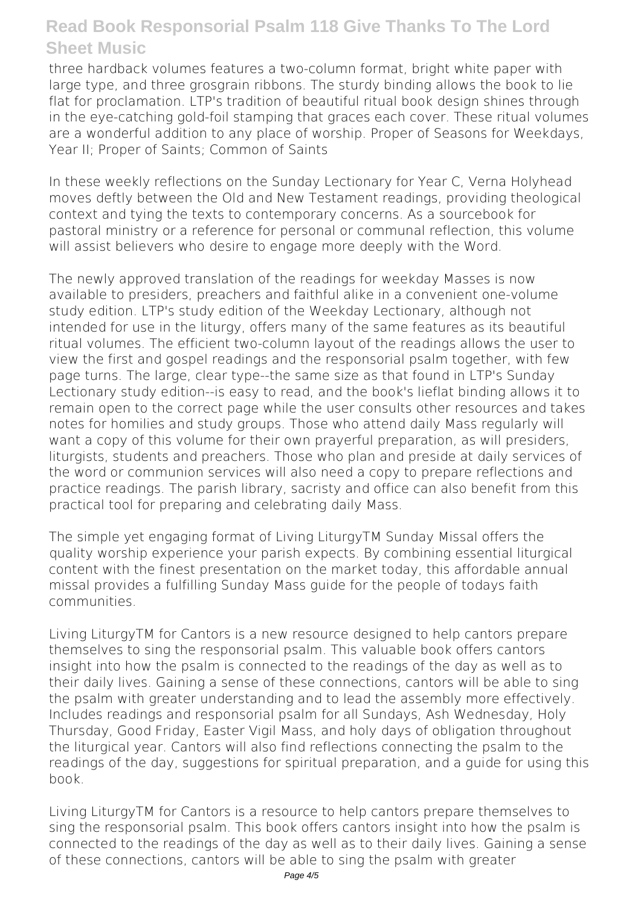three hardback volumes features a two-column format, bright white paper with large type, and three grosgrain ribbons. The sturdy binding allows the book to lie flat for proclamation. LTP's tradition of beautiful ritual book design shines through in the eye-catching gold-foil stamping that graces each cover. These ritual volumes are a wonderful addition to any place of worship. Proper of Seasons for Weekdays, Year II; Proper of Saints; Common of Saints

In these weekly reflections on the Sunday Lectionary for Year C, Verna Holyhead moves deftly between the Old and New Testament readings, providing theological context and tying the texts to contemporary concerns. As a sourcebook for pastoral ministry or a reference for personal or communal reflection, this volume will assist believers who desire to engage more deeply with the Word.

The newly approved translation of the readings for weekday Masses is now available to presiders, preachers and faithful alike in a convenient one-volume study edition. LTP's study edition of the Weekday Lectionary, although not intended for use in the liturgy, offers many of the same features as its beautiful ritual volumes. The efficient two-column layout of the readings allows the user to view the first and gospel readings and the responsorial psalm together, with few page turns. The large, clear type--the same size as that found in LTP's Sunday Lectionary study edition--is easy to read, and the book's lieflat binding allows it to remain open to the correct page while the user consults other resources and takes notes for homilies and study groups. Those who attend daily Mass regularly will want a copy of this volume for their own prayerful preparation, as will presiders, liturgists, students and preachers. Those who plan and preside at daily services of the word or communion services will also need a copy to prepare reflections and practice readings. The parish library, sacristy and office can also benefit from this practical tool for preparing and celebrating daily Mass.

The simple yet engaging format of Living LiturgyTM Sunday Missal offers the quality worship experience your parish expects. By combining essential liturgical content with the finest presentation on the market today, this affordable annual missal provides a fulfilling Sunday Mass guide for the people of todays faith communities.

Living LiturgyTM for Cantors is a new resource designed to help cantors prepare themselves to sing the responsorial psalm. This valuable book offers cantors insight into how the psalm is connected to the readings of the day as well as to their daily lives. Gaining a sense of these connections, cantors will be able to sing the psalm with greater understanding and to lead the assembly more effectively. Includes readings and responsorial psalm for all Sundays, Ash Wednesday, Holy Thursday, Good Friday, Easter Vigil Mass, and holy days of obligation throughout the liturgical year. Cantors will also find reflections connecting the psalm to the readings of the day, suggestions for spiritual preparation, and a guide for using this book.

Living LiturgyTM for Cantors is a resource to help cantors prepare themselves to sing the responsorial psalm. This book offers cantors insight into how the psalm is connected to the readings of the day as well as to their daily lives. Gaining a sense of these connections, cantors will be able to sing the psalm with greater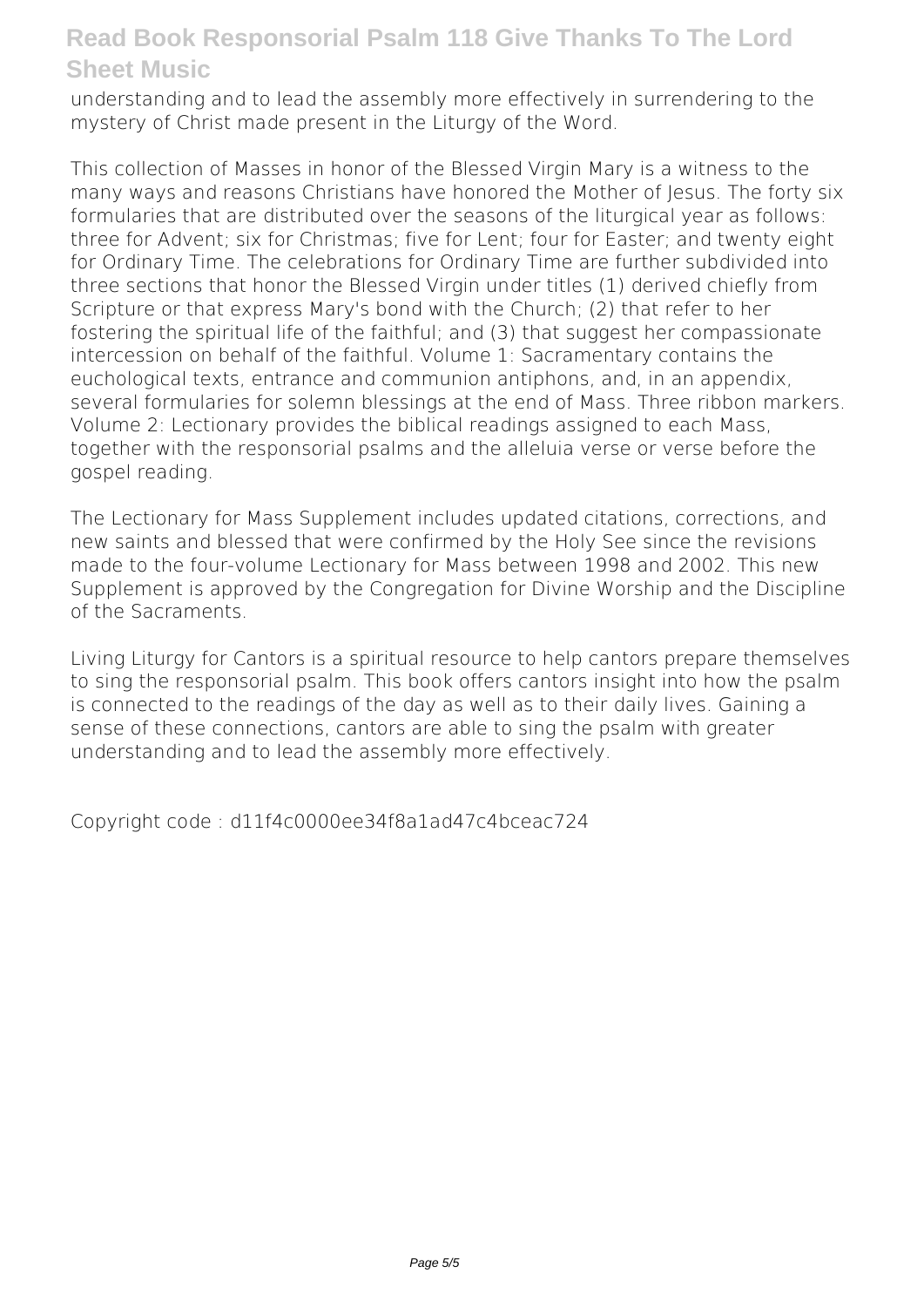understanding and to lead the assembly more effectively in surrendering to the mystery of Christ made present in the Liturgy of the Word.

This collection of Masses in honor of the Blessed Virgin Mary is a witness to the many ways and reasons Christians have honored the Mother of Jesus. The forty six formularies that are distributed over the seasons of the liturgical year as follows: three for Advent; six for Christmas; five for Lent; four for Easter; and twenty eight for Ordinary Time. The celebrations for Ordinary Time are further subdivided into three sections that honor the Blessed Virgin under titles (1) derived chiefly from Scripture or that express Mary's bond with the Church; (2) that refer to her fostering the spiritual life of the faithful; and (3) that suggest her compassionate intercession on behalf of the faithful. Volume 1: Sacramentary contains the euchological texts, entrance and communion antiphons, and, in an appendix, several formularies for solemn blessings at the end of Mass. Three ribbon markers. Volume 2: Lectionary provides the biblical readings assigned to each Mass, together with the responsorial psalms and the alleluia verse or verse before the gospel reading.

The Lectionary for Mass Supplement includes updated citations, corrections, and new saints and blessed that were confirmed by the Holy See since the revisions made to the four-volume Lectionary for Mass between 1998 and 2002. This new Supplement is approved by the Congregation for Divine Worship and the Discipline of the Sacraments.

Living Liturgy for Cantors is a spiritual resource to help cantors prepare themselves to sing the responsorial psalm. This book offers cantors insight into how the psalm is connected to the readings of the day as well as to their daily lives. Gaining a sense of these connections, cantors are able to sing the psalm with greater understanding and to lead the assembly more effectively.

Copyright code : d11f4c0000ee34f8a1ad47c4bceac724